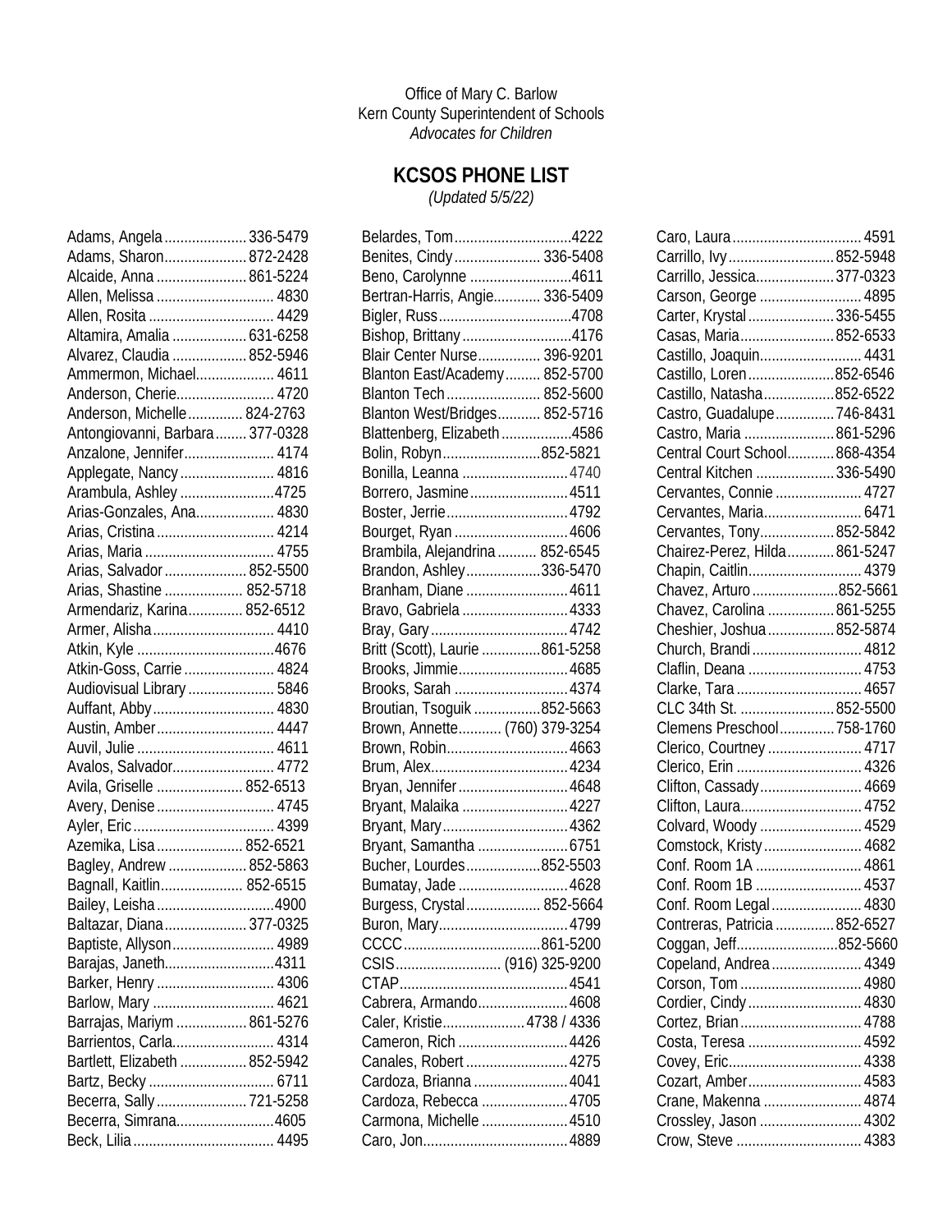Office of Mary C. Barlow
Kern County Superintendent of Schools
*Advocates for Children*

## KCSOS PHONE LIST

*(Updated 5/5/22)*

Adams, Angela ..................... 336-5479
Adams, Sharon..................... 872-2428
Alcaide, Anna ....................... 861-5224
Allen, Melissa ............................. 4830
Allen, Rosita ................................ 4429
Altamira, Amalia ................... 631-6258
Alvarez, Claudia ................... 852-5946
Ammermon, Michael.................... 4611
Anderson, Cherie.......................... 4720
Anderson, Michelle.............. 824-2763
Antongiovanni, Barbara........ 377-0328
Anzalone, Jennifer....................... 4174
Applegate, Nancy ........................ 4816
Arambula, Ashley ........................4725
Arias-Gonzales, Ana.................... 4830
Arias, Cristina .............................. 4214
Arias, Maria ................................. 4755
Arias, Salvador ..................... 852-5500
Arias, Shastine .................... 852-5718
Armendariz, Karina.............. 852-6512
Armer, Alisha ............................... 4410
Atkin, Kyle ...................................4676
Atkin-Goss, Carrie ....................... 4824
Audiovisual Library ...................... 5846
Auffant, Abby ............................... 4830
Austin, Amber .............................. 4447
Auvil, Julie ................................... 4611
Avalos, Salvador.......................... 4772
Avila, Griselle ...................... 852-6513
Avery, Denise .............................. 4745
Ayler, Eric .................................... 4399
Azemika, Lisa ...................... 852-6521
Bagley, Andrew .................... 852-5863
Bagnall, Kaitlin..................... 852-6515
Bailey, Leisha ..............................4900
Baltazar, Diana..................... 377-0325
Baptiste, Allyson.......................... 4989
Barajas, Janeth............................4311
Barker, Henry .............................. 4306
Barlow, Mary ............................... 4621
Barrajas, Mariym .................. 861-5276
Barrientos, Carla.......................... 4314
Bartlett, Elizabeth ................. 852-5942
Bartz, Becky ................................ 6711
Becerra, Sally ....................... 721-5258
Becerra, Simrana.........................4605
Beck, Lilia .................................... 4495

Belardes, Tom..............................4222
Benites, Cindy ...................... 336-5408
Beno, Carolynne ..........................4611
Bertran-Harris, Angie............ 336-5409
Bigler, Russ..................................4708
Bishop, Brittany ............................4176
Blair Center Nurse................ 396-9201
Blanton East/Academy......... 852-5700
Blanton Tech ........................ 852-5600
Blanton West/Bridges........... 852-5716
Blattenberg, Elizabeth ..................4586
Bolin, Robyn .........................852-5821
Bonilla, Leanna ............................4740
Borrero, Jasmine .........................4511
Boster, Jerrie ...............................4792
Bourget, Ryan .............................4606
Brambila, Alejandrina .......... 852-6545
Brandon, Ashley ...................336-5470
Branham, Diane ..........................4611
Bravo, Gabriela ...........................4333
Bray, Gary ...................................4742
Britt (Scott), Laurie ...............861-5258
Brooks, Jimmie ............................4685
Brooks, Sarah .............................4374
Broutian, Tsoguik .................852-5663
Brown, Annette........... (760) 379-3254
Brown, Robin...............................4663
Brum, Alex...................................4234
Bryan, Jennifer ............................4648
Bryant, Malaika ...........................4227
Bryant, Mary................................4362
Bryant, Samantha .......................6751
Bucher, Lourdes ...................852-5503
Bumatay, Jade ............................4628
Burgess, Crystal................... 852-5664
Buron, Mary.................................4799
CCCC ...................................861-5200
CSIS........................... (916) 325-9200
CTAP...........................................4541
Cabrera, Armando.......................4608
Caler, Kristie..................... 4738 / 4336
Cameron, Rich ............................4426
Canales, Robert ..........................4275
Cardoza, Brianna ........................4041
Cardoza, Rebecca ......................4705
Carmona, Michelle ......................4510
Caro, Jon.....................................4889

Caro, Laura ................................. 4591
Carrillo, Ivy ........................... 852-5948
Carrillo, Jessica.................... 377-0323
Carson, George .......................... 4895
Carter, Krystal ...................... 336-5455
Casas, Maria ........................ 852-6533
Castillo, Joaquin.......................... 4431
Castillo, Loren ...................... 852-6546
Castillo, Natasha .................. 852-6522
Castro, Guadalupe ............... 746-8431
Castro, Maria ....................... 861-5296
Central Court School............ 868-4354
Central Kitchen .................... 336-5490
Cervantes, Connie ...................... 4727
Cervantes, Maria......................... 6471
Cervantes, Tony................... 852-5842
Chairez-Perez, Hilda............ 861-5247
Chapin, Caitlin............................. 4379
Chavez, Arturo ......................852-5661
Chavez, Carolina ................. 861-5255
Cheshier, Joshua ................. 852-5874
Church, Brandi ............................ 4812
Claflin, Deana ............................. 4753
Clarke, Tara ................................ 4657
CLC 34th St. ........................ 852-5500
Clemens Preschool .............. 758-1760
Clerico, Courtney ........................ 4717
Clerico, Erin ................................ 4326
Clifton, Cassady.......................... 4669
Clifton, Laura............................... 4752
Colvard, Woody .......................... 4529
Comstock, Kristy ......................... 4682
Conf. Room 1A ........................... 4861
Conf. Room 1B ........................... 4537
Conf. Room Legal ....................... 4830
Contreras, Patricia ............... 852-6527
Coggan, Jeff..........................852-5660
Copeland, Andrea ....................... 4349
Corson, Tom ............................... 4980
Cordier, Cindy ............................. 4830
Cortez, Brian ............................... 4788
Costa, Teresa ............................. 4592
Covey, Eric.................................. 4338
Cozart, Amber............................. 4583
Crane, Makenna ......................... 4874
Crossley, Jason .......................... 4302
Crow, Steve ................................ 4383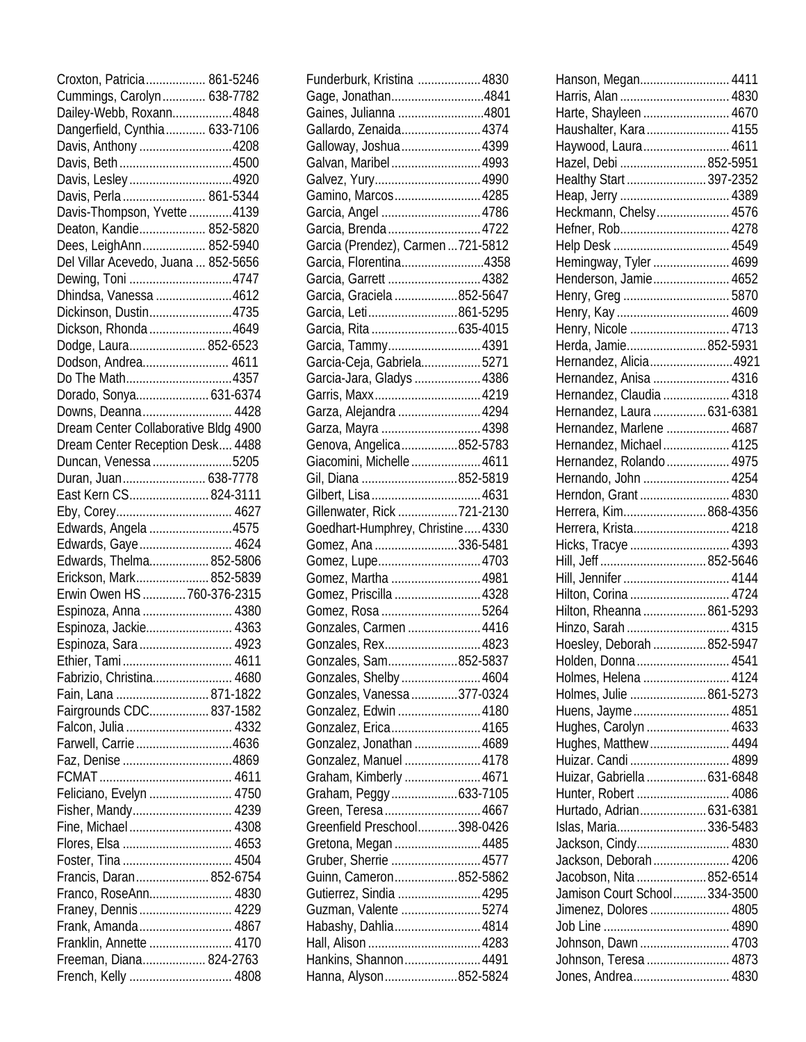Croxton, Patricia.................. 861-5246
Cummings, Carolyn............. 638-7782
Dailey-Webb, Roxann.................4848
Dangerfield, Cynthia............ 633-7106
Davis, Anthony ............................4208
Davis, Beth ..................................4500
Davis, Lesley ...............................4920
Davis, Perla ......................... 861-5344
Davis-Thompson, Yvette .............4139
Deaton, Kandie.................... 852-5820
Dees, LeighAnn................... 852-5940
Del Villar Acevedo, Juana ... 852-5656
Dewing, Toni ...............................4747
Dhindsa, Vanessa .......................4612
Dickinson, Dustin.........................4735
Dickson, Rhonda .........................4649
Dodge, Laura....................... 852-6523
Dodson, Andrea.......................... 4611
Do The Math................................4357
Dorado, Sonya...................... 631-6374
Downs, Deanna........................... 4428
Dream Center Collaborative Bldg 4900
Dream Center Reception Desk.... 4488
Duncan, Venessa ........................5205
Duran, Juan......................... 638-7778
East Kern CS........................ 824-3111
Eby, Corey................................... 4627
Edwards, Angela .........................4575
Edwards, Gaye ............................ 4624
Edwards, Thelma................. 852-5806
Erickson, Mark...................... 852-5839
Erwin Owen HS .............760-376-2315
Espinoza, Anna ........................... 4380
Espinoza, Jackie.......................... 4363
Espinoza, Sara ............................ 4923
Ethier, Tami ................................. 4611
Fabrizio, Christina........................ 4680
Fain, Lana ............................ 871-1822
Fairgrounds CDC.................. 837-1582
Falcon, Julia ................................ 4332
Farwell, Carrie .............................4636
Faz, Denise .................................4869
FCMAT ........................................ 4611
Feliciano, Evelyn ......................... 4750
Fisher, Mandy.............................. 4239
Fine, Michael ............................... 4308
Flores, Elsa ................................. 4653
Foster, Tina ................................. 4504
Francis, Daran...................... 852-6754
Franco, RoseAnn......................... 4830
Franey, Dennis ............................ 4229
Frank, Amanda............................ 4867
Franklin, Annette ......................... 4170
Freeman, Diana................... 824-2763
French, Kelly ............................... 4808

Funderburk, Kristina ...................4830
Gage, Jonathan............................4841
Gaines, Julianna ..........................4801
Gallardo, Zenaida........................4374
Galloway, Joshua........................4399
Galvan, Maribel ...........................4993
Galvez, Yury................................4990
Gamino, Marcos..........................4285
Garcia, Angel ..............................4786
Garcia, Brenda ............................4722
Garcia (Prendez), Carmen ...721-5812
Garcia, Florentina.........................4358
Garcia, Garrett ............................4382
Garcia, Graciela ...................852-5647
Garcia, Leti...........................861-5295
Garcia, Rita ..........................635-4015
Garcia, Tammy............................4391
Garcia-Ceja, Gabriela..................5271
Garcia-Jara, Gladys ....................4386
Garris, Maxx................................4219
Garza, Alejandra .........................4294
Garza, Mayra ..............................4398
Genova, Angelica.................852-5783
Giacomini, Michelle .....................4611
Gil, Diana .............................852-5819
Gilbert, Lisa .................................4631
Gillenwater, Rick ..................721-2130
Goedhart-Humphrey, Christine.....4330
Gomez, Ana .........................336-5481
Gomez, Lupe...............................4703
Gomez, Martha ...........................4981
Gomez, Priscilla ..........................4328
Gomez, Rosa ..............................5264
Gonzales, Carmen ......................4416
Gonzales, Rex.............................4823
Gonzales, Sam.....................852-5837
Gonzales, Shelby ........................4604
Gonzales, Vanessa..............377-0324
Gonzalez, Edwin .........................4180
Gonzalez, Erica...........................4165
Gonzalez, Jonathan ....................4689
Gonzalez, Manuel .......................4178
Graham, Kimberly .......................4671
Graham, Peggy....................633-7105
Green, Teresa .............................4667
Greenfield Preschool............398-0426
Gretona, Megan ..........................4485
Gruber, Sherrie ...........................4577
Guinn, Cameron...................852-5862
Gutierrez, Sindia .........................4295
Guzman, Valente ........................5274
Habashy, Dahlia..........................4814
Hall, Alison ..................................4283
Hankins, Shannon.......................4491
Hanna, Alyson......................852-5824

Hanson, Megan........................... 4411
Harris, Alan ................................. 4830
Harte, Shayleen .......................... 4670
Haushalter, Kara ......................... 4155
Haywood, Laura.......................... 4611
Hazel, Debi .......................... 852-5951
Healthy Start ........................ 397-2352
Heap, Jerry ................................. 4389
Heckmann, Chelsy...................... 4576
Hefner, Rob................................. 4278
Help Desk ................................... 4549
Hemingway, Tyler ....................... 4699
Henderson, Jamie....................... 4652
Henry, Greg ................................ 5870
Henry, Kay .................................. 4609
Henry, Nicole .............................. 4713
Herda, Jamie........................ 852-5931
Hernandez, Alicia.........................4921
Hernandez, Anisa ....................... 4316
Hernandez, Claudia .................... 4318
Hernandez, Laura ................ 631-6381
Hernandez, Marlene ................... 4687
Hernandez, Michael .................... 4125
Hernandez, Rolando ................... 4975
Hernando, John .......................... 4254
Herndon, Grant ........................... 4830
Herrera, Kim......................... 868-4356
Herrera, Krista............................. 4218
Hicks, Tracye .............................. 4393
Hill, Jeff ................................ 852-5646
Hill, Jennifer ................................ 4144
Hilton, Corina .............................. 4724
Hilton, Rheanna ................... 861-5293
Hinzo, Sarah ............................... 4315
Hoesley, Deborah ................ 852-5947
Holden, Donna ............................ 4541
Holmes, Helena .......................... 4124
Holmes, Julie ....................... 861-5273
Huens, Jayme ............................. 4851
Hughes, Carolyn ......................... 4633
Hughes, Matthew ........................ 4494
Huizar. Candi .............................. 4899
Huizar, Gabriella .................. 631-6848
Hunter, Robert ............................ 4086
Hurtado, Adrian.................... 631-6381
Islas, Maria........................... 336-5483
Jackson, Cindy............................ 4830
Jackson, Deborah ....................... 4206
Jacobson, Nita ..................... 852-6514
Jamison Court School.......... 334-3500
Jimenez, Dolores ........................ 4805
Job Line ...................................... 4890
Johnson, Dawn ........................... 4703
Johnson, Teresa ......................... 4873
Jones, Andrea............................. 4830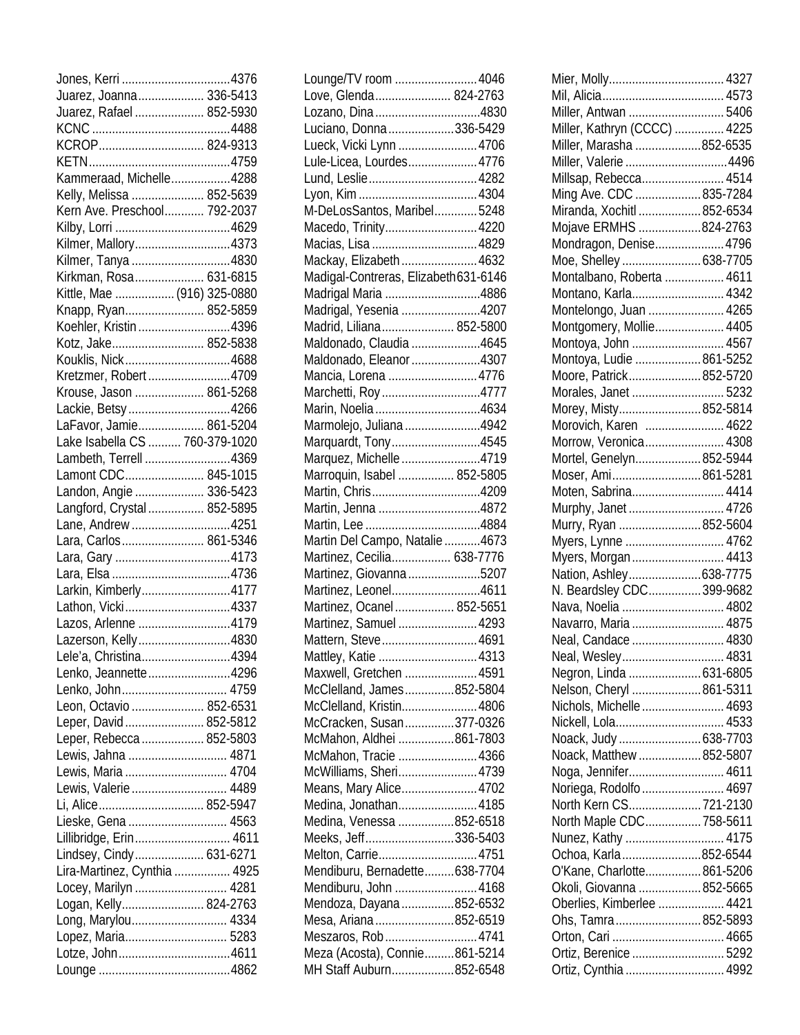Jones, Kerri ....................................4376
Juarez, Joanna.................... 336-5413
Juarez, Rafael ..................... 852-5930
KCNC ..........................................4488
KCROP................................ 824-9313
KETN...........................................4759
Kammeraad, Michelle..................4288
Kelly, Melissa ...................... 852-5639
Kern Ave. Preschool............ 792-2037
Kilby, Lorri ...................................4629
Kilmer, Mallory.............................4373
Kilmer, Tanya ..............................4830
Kirkman, Rosa..................... 631-6815
Kittle, Mae .................. (916) 325-0880
Knapp, Ryan........................ 852-5859
Koehler, Kristin ............................4396
Kotz, Jake............................ 852-5838
Kouklis, Nick................................4688
Kretzmer, Robert.........................4709
Krouse, Jason ..................... 861-5268
Lackie, Betsy ...............................4266
LaFavor, Jamie.................... 861-5204
Lake Isabella CS .......... 760-379-1020
Lambeth, Terrell ..........................4369
Lamont CDC........................ 845-1015
Landon, Angie ..................... 336-5423
Langford, Crystal ................. 852-5895
Lane, Andrew ..............................4251
Lara, Carlos......................... 861-5346
Lara, Gary ...................................4173
Lara, Elsa ....................................4736
Larkin, Kimberly...........................4177
Lathon, Vicki ................................4337
Lazos, Arlenne ............................4179
Lazerson, Kelly............................4830
Lele'a, Christina...........................4394
Lenko, Jeannette.........................4296
Lenko, John ................................ 4759
Leon, Octavio ...................... 852-6531
Leper, David ........................ 852-5812
Leper, Rebecca ................... 852-5803
Lewis, Jahna .............................. 4871
Lewis, Maria ............................... 4704
Lewis, Valerie ............................. 4489
Li, Alice................................ 852-5947
Lieske, Gena .............................. 4563
Lillibridge, Erin............................. 4611
Lindsey, Cindy..................... 631-6271
Lira-Martinez, Cynthia ................. 4925
Locey, Marilyn ............................ 4281
Logan, Kelly......................... 824-2763
Long, Marylou............................. 4334
Lopez, Maria............................... 5283
Lotze, John..................................4611
Lounge ........................................4862

Lounge/TV room .........................4046
Love, Glenda...................... 824-2763
Lozano, Dina................................4830
Luciano, Donna....................336-5429
Lueck, Vicki Lynn ........................4706
Lule-Licea, Lourdes.....................4776
Lund, Leslie.................................4282
Lyon, Kim ....................................4304
M-DeLosSantos, Maribel.............5248
Macedo, Trinity............................4220
Macias, Lisa ................................4829
Mackay, Elizabeth .......................4632
Madigal-Contreras, Elizabeth631-6146
Madrigal Maria .............................4886
Madrigal, Yesenia ........................4207
Madrid, Liliana...................... 852-5800
Maldonado, Claudia .....................4645
Maldonado, Eleanor .....................4307
Mancia, Lorena ...........................4776
Marchetti, Roy ..............................4777
Marin, Noelia ................................4634
Marmolejo, Juliana .......................4942
Marquardt, Tony...........................4545
Marquez, Michelle ........................4719
Marroquin, Isabel ................. 852-5805
Martin, Chris.................................4209
Martin, Jenna ...............................4872
Martin, Lee ...................................4884
Martin Del Campo, Natalie ...........4673
Martinez, Cecilia.................. 638-7776
Martinez, Giovanna ......................5207
Martinez, Leonel...........................4611
Martinez, Ocanel .................. 852-5651
Martinez, Samuel ........................4293
Mattern, Steve..............................4691
Mattley, Katie ..............................4313
Maxwell, Gretchen ......................4591
McClelland, James...............852-5804
McClelland, Kristin.......................4806
McCracken, Susan...............377-0326
McMahon, Aldhei ................861-7803
McMahon, Tracie ........................4366
McWilliams, Sheri........................4739
Means, Mary Alice.......................4702
Medina, Jonathan........................4185
Medina, Venessa .................852-6518
Meeks, Jeff...........................336-5403
Melton, Carrie..............................4751
Mendiburu, Bernadette.........638-7704
Mendiburu, John .........................4168
Mendoza, Dayana................852-6532
Mesa, Ariana........................852-6519
Meszaros, Rob ............................4741
Meza (Acosta), Connie.........861-5214
MH Staff Auburn...................852-6548

Mier, Molly................................... 4327
Mil, Alicia..................................... 4573
Miller, Antwan ............................. 5406
Miller, Kathryn (CCCC) ............... 4225
Miller, Marasha ....................852-6535
Miller, Valerie ...............................4496
Millsap, Rebecca......................... 4514
Ming Ave. CDC .................... 835-7284
Miranda, Xochitl ................... 852-6534
Mojave ERMHS ...................824-2763
Mondragon, Denise..................... 4796
Moe, Shelley ........................ 638-7705
Montalbano, Roberta .................. 4611
Montano, Karla............................ 4342
Montelongo, Juan ....................... 4265
Montgomery, Mollie..................... 4405
Montoya, John ............................ 4567
Montoya, Ludie .................... 861-5252
Moore, Patrick...................... 852-5720
Morales, Janet ............................ 5232
Morey, Misty......................... 852-5814
Morovich, Karen ........................ 4622
Morrow, Veronica........................ 4308
Mortel, Genelyn.................... 852-5944
Moser, Ami........................... 861-5281
Moten, Sabrina............................ 4414
Murphy, Janet ............................. 4726
Murry, Ryan ......................... 852-5604
Myers, Lynne .............................. 4762
Myers, Morgan ............................ 4413
Nation, Ashley......................638-7775
N. Beardsley CDC................ 399-9682
Nava, Noelia ............................... 4802
Navarro, Maria ............................ 4875
Neal, Candace ............................ 4830
Neal, Wesley............................... 4831
Negron, Linda ...................... 631-6805
Nelson, Cheryl ..................... 861-5311
Nichols, Michelle ......................... 4693
Nickell, Lola................................. 4533
Noack, Judy ......................... 638-7703
Noack, Matthew ................... 852-5807
Noga, Jennifer............................. 4611
Noriega, Rodolfo ......................... 4697
North Kern CS...................... 721-2130
North Maple CDC................. 758-5611
Nunez, Kathy .............................. 4175
Ochoa, Karla........................852-6544
O'Kane, Charlotte................. 861-5206
Okoli, Giovanna ................... 852-5665
Oberlies, Kimberlee .................... 4421
Ohs, Tamra.......................... 852-5893
Orton, Cari .................................. 4665
Ortiz, Berenice ............................ 5292
Ortiz, Cynthia .............................. 4992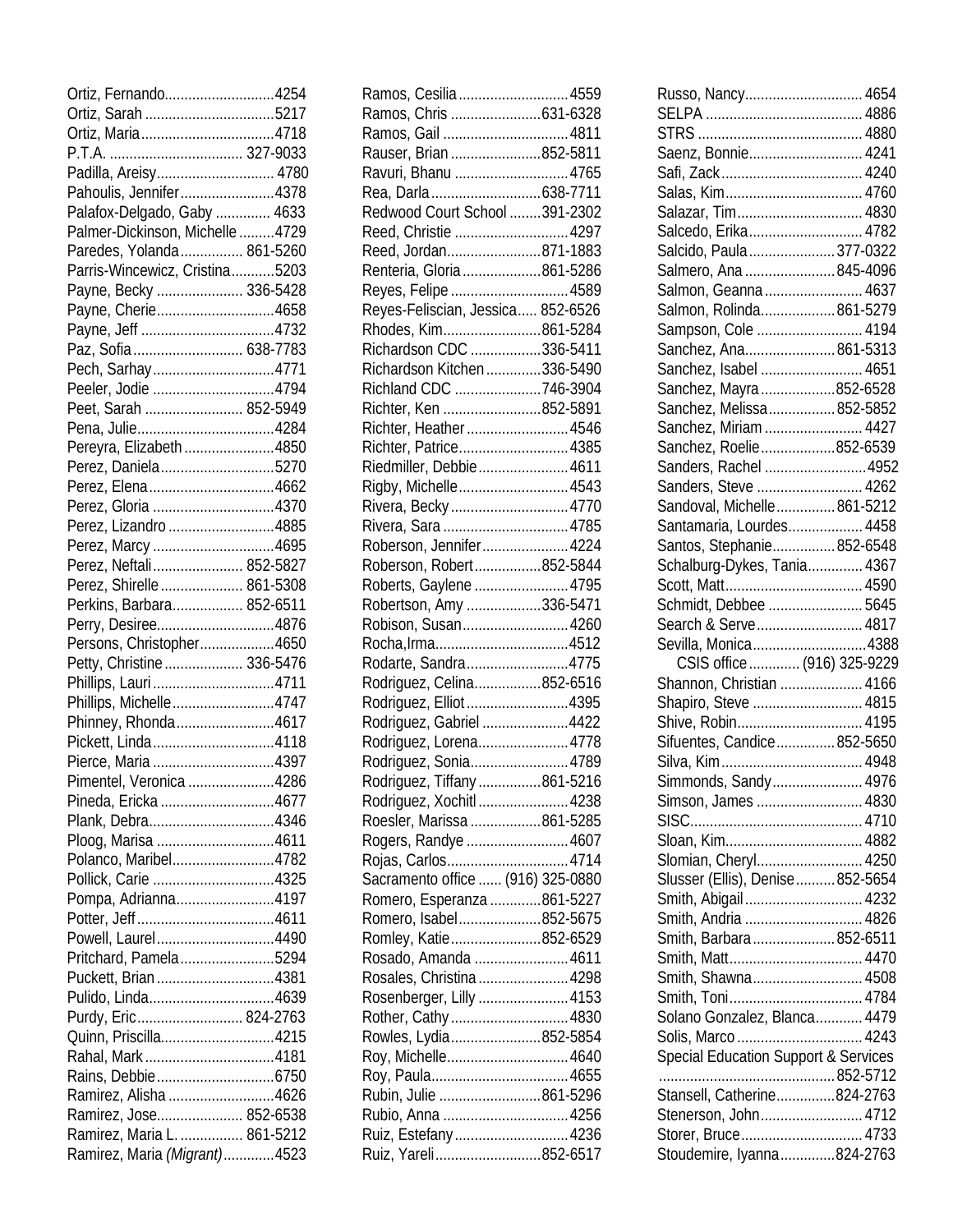Ortiz, Fernando............................4254
Ortiz, Sarah .................................5217
Ortiz, Maria..................................4718
P.T.A. .................................. 327-9033
Padilla, Areisy.............................. 4780
Pahoulis, Jennifer........................4378
Palafox-Delgado, Gaby .............. 4633
Palmer-Dickinson, Michelle .........4729
Paredes, Yolanda................ 861-5260
Parris-Wincewicz, Cristina...........5203
Payne, Becky ...................... 336-5428
Payne, Cherie..............................4658
Payne, Jeff ..................................4732
Paz, Sofia ............................ 638-7783
Pech, Sarhay...............................4771
Peeler, Jodie ...............................4794
Peet, Sarah ......................... 852-5949
Pena, Julie...................................4284
Pereyra, Elizabeth .......................4850
Perez, Daniela.............................5270
Perez, Elena................................4662
Perez, Gloria ...............................4370
Perez, Lizandro ...........................4885
Perez, Marcy ...............................4695
Perez, Neftali....................... 852-5827
Perez, Shirelle ..................... 861-5308
Perkins, Barbara.................. 852-6511
Perry, Desiree..............................4876
Persons, Christopher...................4650
Petty, Christine .................... 336-5476
Phillips, Lauri ...............................4711
Phillips, Michelle..........................4747
Phinney, Rhonda.........................4617
Pickett, Linda...............................4118
Pierce, Maria ...............................4397
Pimentel, Veronica ......................4286
Pineda, Ericka .............................4677
Plank, Debra................................4346
Ploog, Marisa ..............................4611
Polanco, Maribel..........................4782
Pollick, Carie ...............................4325
Pompa, Adrianna.........................4197
Potter, Jeff ...................................4611
Powell, Laurel..............................4490
Pritchard, Pamela........................5294
Puckett, Brian ..............................4381
Pulido, Linda................................4639
Purdy, Eric........................... 824-2763
Quinn, Priscilla.............................4215
Rahal, Mark .................................4181
Rains, Debbie..............................6750
Ramirez, Alisha ...........................4626
Ramirez, Jose...................... 852-6538
Ramirez, Maria L. ................ 861-5212
Ramirez, Maria *(Migrant)*.............4523

Ramos, Cesilia ............................4559
Ramos, Chris .......................631-6328
Ramos, Gail ................................4811
Rauser, Brian .......................852-5811
Ravuri, Bhanu .............................4765
Rea, Darla............................638-7711
Redwood Court School ........391-2302
Reed, Christie .............................4297
Reed, Jordan........................871-1883
Renteria, Gloria ....................861-5286
Reyes, Felipe ..............................4589
Reyes-Feliscian, Jessica..... 852-6526
Rhodes, Kim.........................861-5284
Richardson CDC ..................336-5411
Richardson Kitchen..............336-5490
Richland CDC ......................746-3904
Richter, Ken .........................852-5891
Richter, Heather ..........................4546
Richter, Patrice............................4385
Riedmiller, Debbie .......................4611
Rigby, Michelle............................4543
Rivera, Becky ..............................4770
Rivera, Sara ................................4785
Roberson, Jennifer......................4224
Roberson, Robert.................852-5844
Roberts, Gaylene ........................4795
Robertson, Amy ...................336-5471
Robison, Susan...........................4260
Rocha,Irma..................................4512
Rodarte, Sandra..........................4775
Rodriguez, Celina.................852-6516
Rodriguez, Elliot ..........................4395
Rodriguez, Gabriel ......................4422
Rodriguez, Lorena.......................4778
Rodriguez, Sonia.........................4789
Rodriguez, Tiffany ................861-5216
Rodriguez, Xochitl .......................4238
Roesler, Marissa ..................861-5285
Rogers, Randye ..........................4607
Rojas, Carlos...............................4714
Sacramento office ...... (916) 325-0880
Romero, Esperanza .............861-5227
Romero, Isabel.....................852-5675
Romley, Katie.......................852-6529
Rosado, Amanda ........................4611
Rosales, Christina .......................4298
Rosenberger, Lilly .......................4153
Rother, Cathy ..............................4830
Rowles, Lydia.......................852-5854
Roy, Michelle...............................4640
Roy, Paula...................................4655
Rubin, Julie ..........................861-5296
Rubio, Anna ................................4256
Ruiz, Estefany .............................4236
Ruiz, Yareli...........................852-6517

Russo, Nancy.............................. 4654
SELPA ........................................ 4886
STRS .......................................... 4880
Saenz, Bonnie............................. 4241
Safi, Zack.................................... 4240
Salas, Kim................................... 4760
Salazar, Tim................................ 4830
Salcedo, Erika............................. 4782
Salcido, Paula ...................... 377-0322
Salmero, Ana ....................... 845-4096
Salmon, Geanna ......................... 4637
Salmon, Rolinda................... 861-5279
Sampson, Cole ........................... 4194
Sanchez, Ana....................... 861-5313
Sanchez, Isabel .......................... 4651
Sanchez, Mayra ...................852-6528
Sanchez, Melissa................. 852-5852
Sanchez, Miriam ......................... 4427
Sanchez, Roelie...................852-6539
Sanders, Rachel ..........................4952
Sanders, Steve ........................... 4262
Sandoval, Michelle............... 861-5212
Santamaria, Lourdes................... 4458
Santos, Stephanie................ 852-6548
Schalburg-Dykes, Tania.............. 4367
Scott, Matt................................... 4590
Schmidt, Debbee ........................ 5645
Search & Serve ........................... 4817
Sevilla, Monica.............................4388
CSIS office ............. (916) 325-9229
Shannon, Christian ..................... 4166
Shapiro, Steve ............................ 4815
Shive, Robin................................ 4195
Sifuentes, Candice............... 852-5650
Silva, Kim.................................... 4948
Simmonds, Sandy ....................... 4976
Simson, James ........................... 4830
SISC............................................ 4710
Sloan, Kim................................... 4882
Slomian, Cheryl........................... 4250
Slusser (Ellis), Denise.......... 852-5654
Smith, Abigail .............................. 4232
Smith, Andria .............................. 4826
Smith, Barbara ..................... 852-6511
Smith, Matt.................................. 4470
Smith, Shawna............................ 4508
Smith, Toni.................................. 4784
Solano Gonzalez, Blanca............ 4479
Solis, Marco ................................ 4243
Special Education Support & Services
............................................. 852-5712
Stansell, Catherine...............824-2763
Stenerson, John.......................... 4712
Storer, Bruce............................... 4733
Stoudemire, Iyanna..............824-2763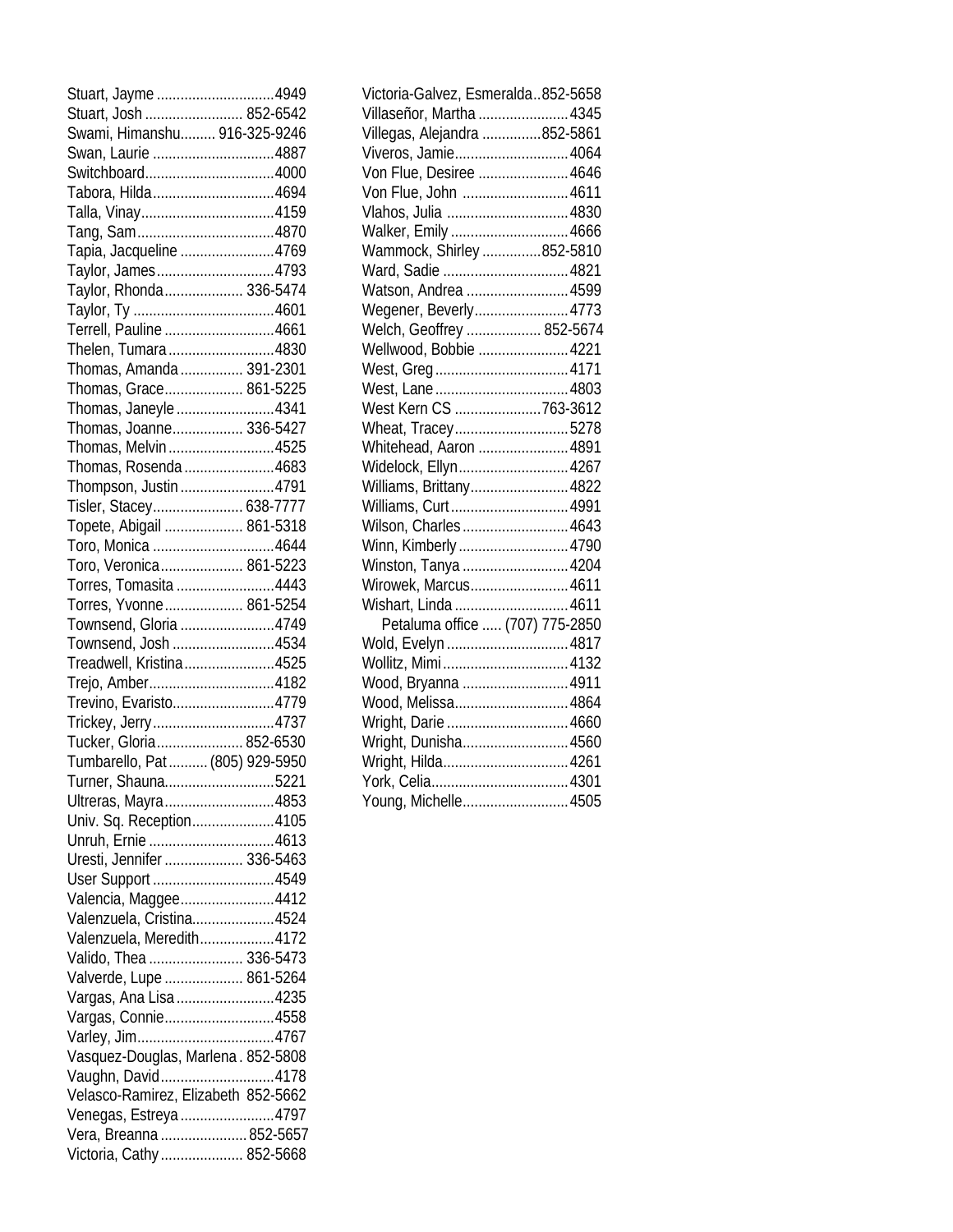Stuart, Jayme ..............................4949
Stuart, Josh ......................... 852-6542
Swami, Himanshu......... 916-325-9246
Swan, Laurie ...............................4887
Switchboard.................................4000
Tabora, Hilda...............................4694
Talla, Vinay..................................4159
Tang, Sam....................................4870
Tapia, Jacqueline ........................4769
Taylor, James..............................4793
Taylor, Rhonda.................... 336-5474
Taylor, Ty ....................................4601
Terrell, Pauline ............................4661
Thelen, Tumara...........................4830
Thomas, Amanda ................ 391-2301
Thomas, Grace.................... 861-5225
Thomas, Janeyle .........................4341
Thomas, Joanne.................. 336-5427
Thomas, Melvin...........................4525
Thomas, Rosenda.......................4683
Thompson, Justin ........................4791
Tisler, Stacey....................... 638-7777
Topete, Abigail .................... 861-5318
Toro, Monica ...............................4644
Toro, Veronica..................... 861-5223
Torres, Tomasita .........................4443
Torres, Yvonne.................... 861-5254
Townsend, Gloria ........................4749
Townsend, Josh ..........................4534
Treadwell, Kristina.......................4525
Trejo, Amber................................4182
Trevino, Evaristo..........................4779
Trickey, Jerry...............................4737
Tucker, Gloria...................... 852-6530
Tumbarello, Pat .......... (805) 929-5950
Turner, Shauna............................5221
Ultreras, Mayra............................4853
Univ. Sq. Reception.....................4105
Unruh, Ernie ................................4613
Uresti, Jennifer .................... 336-5463
User Support ...............................4549
Valencia, Maggee........................4412
Valenzuela, Cristina.....................4524
Valenzuela, Meredith...................4172
Valido, Thea ........................ 336-5473
Valverde, Lupe .................... 861-5264
Vargas, Ana Lisa .........................4235
Vargas, Connie............................4558
Varley, Jim...................................4767
Vasquez-Douglas, Marlena . 852-5808
Vaughn, David.............................4178
Velasco-Ramirez, Elizabeth 852-5662
Venegas, Estreya ........................4797
Vera, Breanna ...................... 852-5657
Victoria, Cathy..................... 852-5668
Victoria-Galvez, Esmeralda..852-5658
Villaseñor, Martha .......................4345
Villegas, Alejandra ...............852-5861
Viveros, Jamie.............................4064
Von Flue, Desiree .......................4646
Von Flue, John ...........................4611
Vlahos, Julia ...............................4830
Walker, Emily ..............................4666
Wammock, Shirley ...............852-5810
Ward, Sadie ................................4821
Watson, Andrea ..........................4599
Wegener, Beverly........................4773
Welch, Geoffrey ................... 852-5674
Wellwood, Bobbie .......................4221
West, Greg..................................4171
West, Lane..................................4803
West Kern CS ......................763-3612
Wheat, Tracey.............................5278
Whitehead, Aaron .......................4891
Widelock, Ellyn............................4267
Williams, Brittany.........................4822
Williams, Curt..............................4991
Wilson, Charles...........................4643
Winn, Kimberly............................4790
Winston, Tanya ...........................4204
Wirowek, Marcus.........................4611
Wishart, Linda .............................4611
Petaluma office ..... (707) 775-2850
Wold, Evelyn ...............................4817
Wollitz, Mimi................................4132
Wood, Bryanna ...........................4911
Wood, Melissa.............................4864
Wright, Darie ...............................4660
Wright, Dunisha...........................4560
Wright, Hilda................................4261
York, Celia...................................4301
Young, Michelle...........................4505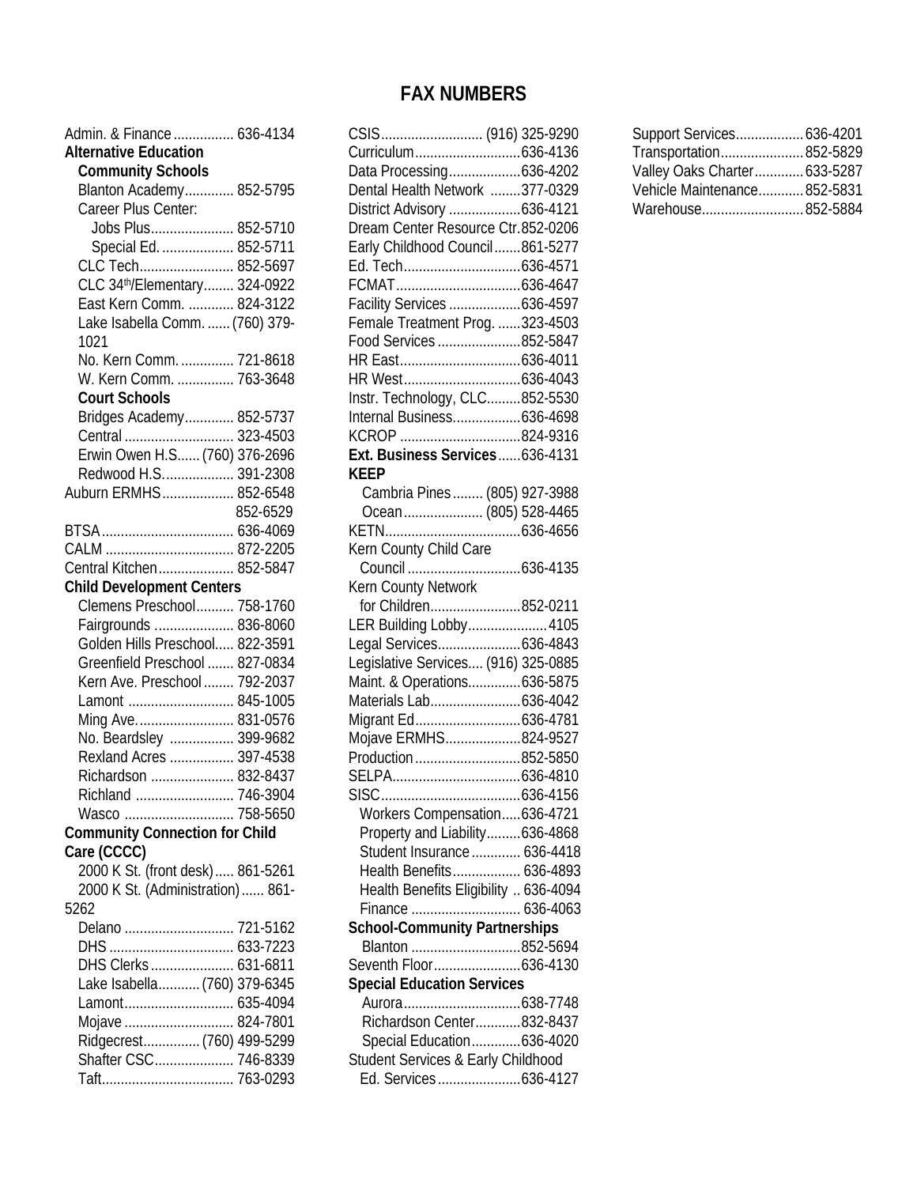# FAX NUMBERS

Admin. & Finance ................ 636-4134

**Alternative Education**

**Community Schools**

Blanton Academy............. 852-5795

Career Plus Center:

Jobs Plus...................... 852-5710

Special Ed. ................... 852-5711

CLC Tech......................... 852-5697

CLC 34th/Elementary........ 324-0922

East Kern Comm. ............ 824-3122

Lake Isabella Comm. ...... (760) 379-1021

No. Kern Comm. .............. 721-8618

W. Kern Comm. ............... 763-3648

**Court Schools**

Bridges Academy............. 852-5737

Central ............................ 323-4503

Erwin Owen H.S...... (760) 376-2696

Redwood H.S................... 391-2308

Auburn ERMHS................... 852-6548
852-6529

BTSA................................... 636-4069

CALM .................................. 872-2205

Central Kitchen.................... 852-5847

**Child Development Centers**

Clemens Preschool.......... 758-1760

Fairgrounds ..................... 836-8060

Golden Hills Preschool..... 822-3591

Greenfield Preschool ....... 827-0834

Kern Ave. Preschool ........ 792-2037

Lamont ............................ 845-1005

Ming Ave.......................... 831-0576

No. Beardsley ................. 399-9682

Rexland Acres ................. 397-4538

Richardson ...................... 832-8437

Richland .......................... 746-3904

Wasco ............................. 758-5650

**Community Connection for Child Care (CCCC)**

2000 K St. (front desk)..... 861-5261

2000 K St. (Administration)...... 861-5262

Delano ............................. 721-5162

DHS ................................. 633-7223

DHS Clerks ...................... 631-6811

Lake Isabella........... (760) 379-6345

Lamont............................. 635-4094

Mojave ............................. 824-7801

Ridgecrest............... (760) 499-5299

Shafter CSC..................... 746-8339

Taft................................... 763-0293

CSIS........................... (916) 325-9290

Curriculum............................636-4136

Data Processing...................636-4202

Dental Health Network .........377-0329

District Advisory ...................636-4121

Dream Center Resource Ctr.852-0206

Early Childhood Council.......861-5277

Ed. Tech...............................636-4571

FCMAT.................................636-4647

Facility Services ...................636-4597

Female Treatment Prog. .......323-4503

Food Services ......................852-5847

HR East................................636-4011

HR West...............................636-4043

Instr. Technology, CLC.........852-5530

Internal Business..................636-4698

KCROP ................................824-9316

**Ext. Business Services**......636-4131

**KEEP**

Cambria Pines........ (805) 927-3988

Ocean..................... (805) 528-4465

KETN....................................636-4656

Kern County Child Care Council ..............................636-4135

Kern County Network for Children........................852-0211

LER Building Lobby.....................4105

Legal Services......................636-4843

Legislative Services.... (916) 325-0885

Maint. & Operations..............636-5875

Materials Lab........................636-4042

Migrant Ed............................636-4781

Mojave ERMHS....................824-9527

Production ............................852-5850

SELPA..................................636-4810

SISC.....................................636-4156

Workers Compensation.....636-4721

Property and Liability.........636-4868

Student Insurance ............. 636-4418

Health Benefits.................. 636-4893

Health Benefits Eligibility .. 636-4094

Finance ............................. 636-4063

**School-Community Partnerships**

Blanton .............................852-5694

Seventh Floor.......................636-4130

**Special Education Services**

Aurora...............................638-7748

Richardson Center............832-8437

Special Education.............636-4020

Student Services & Early Childhood Ed. Services......................636-4127

Support Services..................636-4201

Transportation......................852-5829

Valley Oaks Charter.............633-5287

Vehicle Maintenance............852-5831

Warehouse...........................852-5884